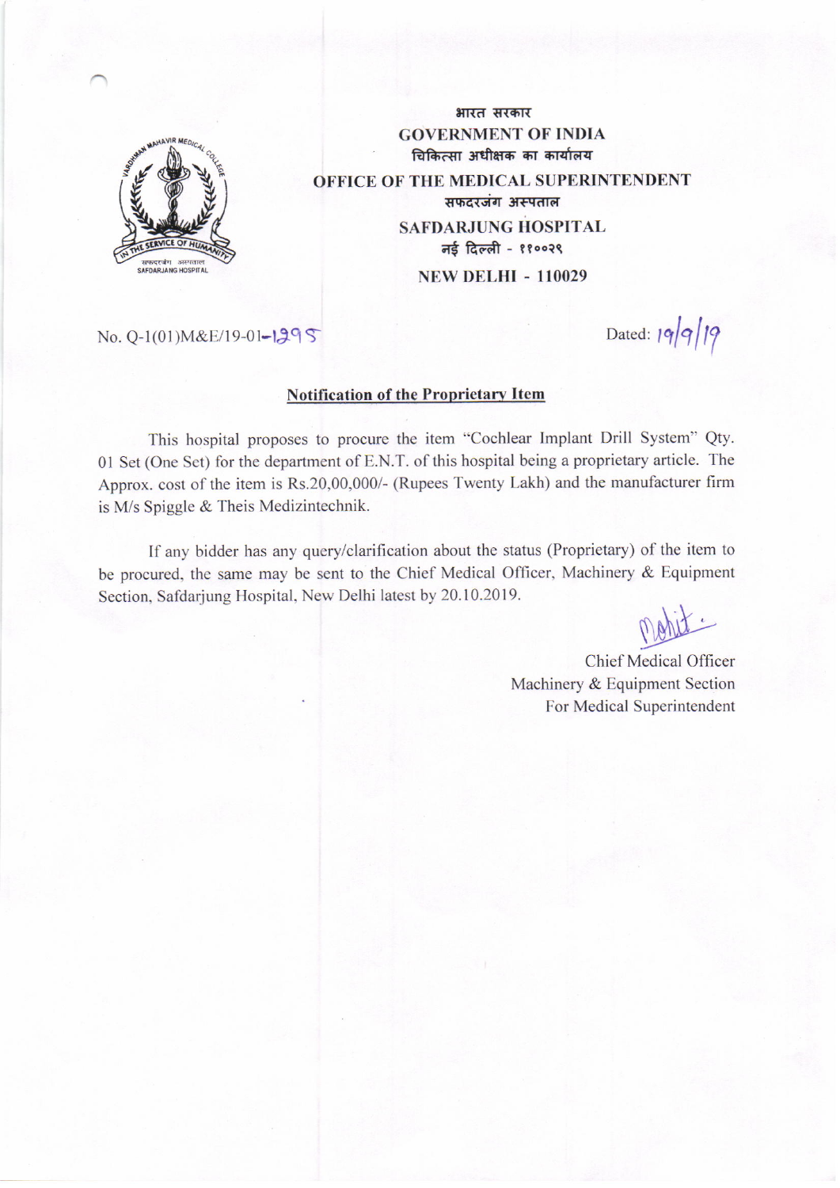भारत सरकार

GOVERNMENT OF INDIA

चिकित्सा अधीक्षक का कार्यालय

OFFICE OF THE MEDICAL SUPERINTENDENT

सफदरजंग अस्पताल

SAFDARJUNG HOSPITAL

नई दिल्ली - ११००२९

NEW DELHI - 110029

No. Q-1(01)M&E/19-01-1295

Dated: 19/9/19

## Notification of the Proprietary Item

This hospital proposes to procure the item "Cochlear Implant Drill System" Qty. 01 Set (One Set) for the department of E.N.T. of this hospital being a proprietary article. The Approx. cost of the item is Rs.20,00,000/- (Rupees Twenty Lakh) and the manufacturer firm is M/s Spiggle & Theis Medizintechnik.

If any bidder has any query/clarification about the status (Proprietary) of the item to be procured, the same may be sent to the Chief Medical Officer, Machinery & Equipment Section, Safdarjung Hospital, New Delhi latest by 20.10.2019.

Chief Medical Officer
Machinery & Equipment Section
For Medical Superintendent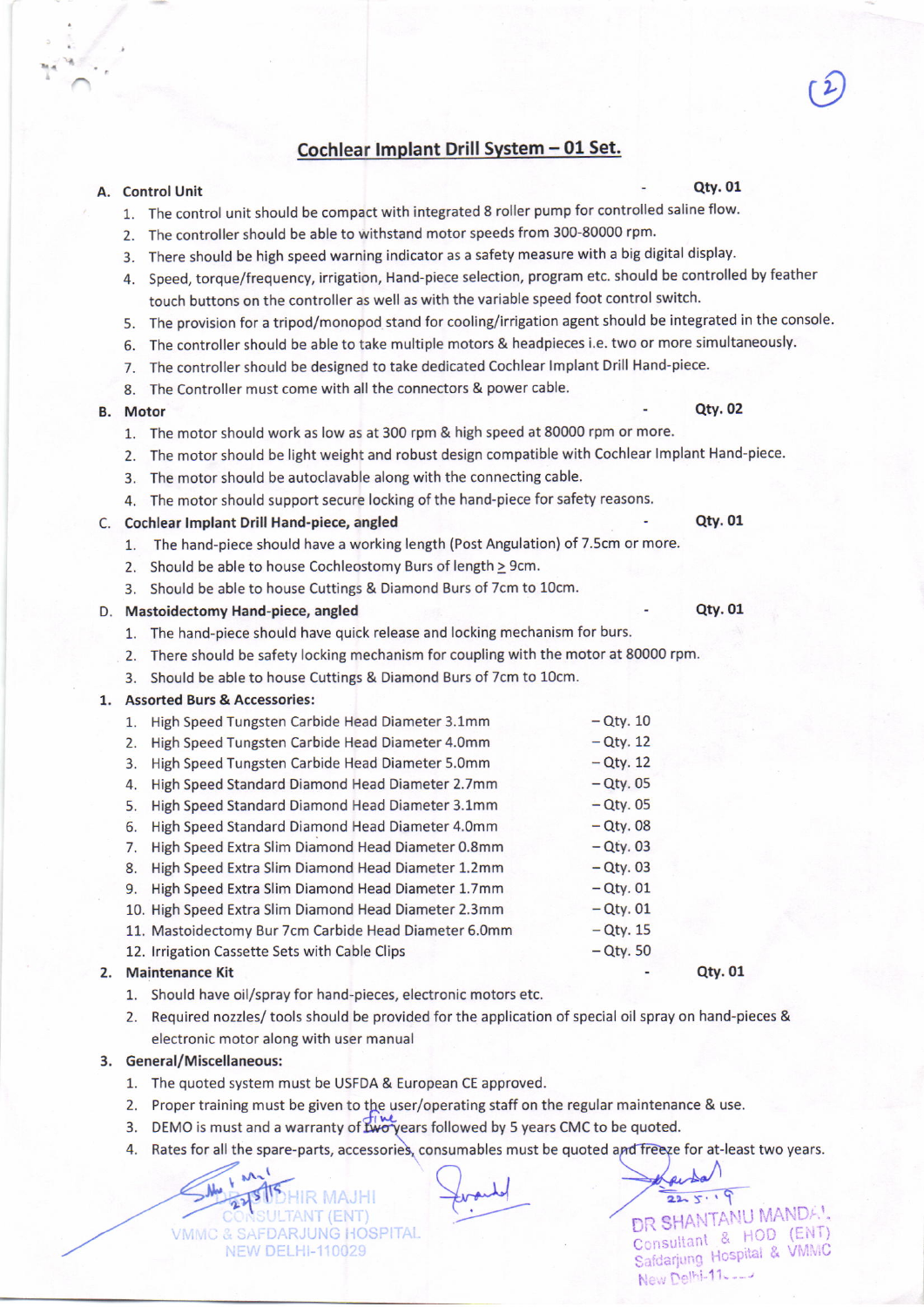## Cochlear Implant Drill System – 01 Set.

**A. Control Unit** - **Qty. 01**

1. The control unit should be compact with integrated 8 roller pump for controlled saline flow.
2. The controller should be able to withstand motor speeds from 300-80000 rpm.
3. There should be high speed warning indicator as a safety measure with a big digital display.
4. Speed, torque/frequency, irrigation, Hand-piece selection, program etc. should be controlled by feather touch buttons on the controller as well as with the variable speed foot control switch.
5. The provision for a tripod/monopod stand for cooling/irrigation agent should be integrated in the console.
6. The controller should be able to take multiple motors & headpieces i.e. two or more simultaneously.
7. The controller should be designed to take dedicated Cochlear Implant Drill Hand-piece.
8. The Controller must come with all the connectors & power cable.

**B. Motor** - **Qty. 02**

1. The motor should work as low as at 300 rpm & high speed at 80000 rpm or more.
2. The motor should be light weight and robust design compatible with Cochlear Implant Hand-piece.
3. The motor should be autoclavable along with the connecting cable.
4. The motor should support secure locking of the hand-piece for safety reasons.

**C. Cochlear Implant Drill Hand-piece, angled** - **Qty. 01**

1. The hand-piece should have a working length (Post Angulation) of 7.5cm or more.
2. Should be able to house Cochleostomy Burs of length ≥ 9cm.
3. Should be able to house Cuttings & Diamond Burs of 7cm to 10cm.

**D. Mastoidectomy Hand-piece, angled** - **Qty. 01**

1. The hand-piece should have quick release and locking mechanism for burs.
2. There should be safety locking mechanism for coupling with the motor at 80000 rpm.
3. Should be able to house Cuttings & Diamond Burs of 7cm to 10cm.

**1. Assorted Burs & Accessories:**

1. High Speed Tungsten Carbide Head Diameter 3.1mm – Qty. 10
2. High Speed Tungsten Carbide Head Diameter 4.0mm – Qty. 12
3. High Speed Tungsten Carbide Head Diameter 5.0mm – Qty. 12
4. High Speed Standard Diamond Head Diameter 2.7mm – Qty. 05
5. High Speed Standard Diamond Head Diameter 3.1mm – Qty. 05
6. High Speed Standard Diamond Head Diameter 4.0mm – Qty. 08
7. High Speed Extra Slim Diamond Head Diameter 0.8mm – Qty. 03
8. High Speed Extra Slim Diamond Head Diameter 1.2mm – Qty. 03
9. High Speed Extra Slim Diamond Head Diameter 1.7mm – Qty. 01
10. High Speed Extra Slim Diamond Head Diameter 2.3mm – Qty. 01
11. Mastoidectomy Bur 7cm Carbide Head Diameter 6.0mm – Qty. 15
12. Irrigation Cassette Sets with Cable Clips – Qty. 50

**2. Maintenance Kit** - **Qty. 01**

1. Should have oil/spray for hand-pieces, electronic motors etc.
2. Required nozzles/ tools should be provided for the application of special oil spray on hand-pieces & electronic motor along with user manual

**3. General/Miscellaneous:**

1. The quoted system must be USFDA & European CE approved.
2. Proper training must be given to the user/operating staff on the regular maintenance & use.
3. DEMO is must and a warranty of ~~two~~ five years followed by 5 years CMC to be quoted.
4. Rates for all the spare-parts, accessories, consumables must be quoted and freeze for at-least two years.

DR SUDHIR MAJHI
CONSULTANT (ENT)
VMMC & SAFDARJUNG HOSPITAL
NEW DELHI-110029

DR SHANTANU MANDAL
Consultant & HOD (ENT)
Safdarjung Hospital & VMMC
New Delhi-11...